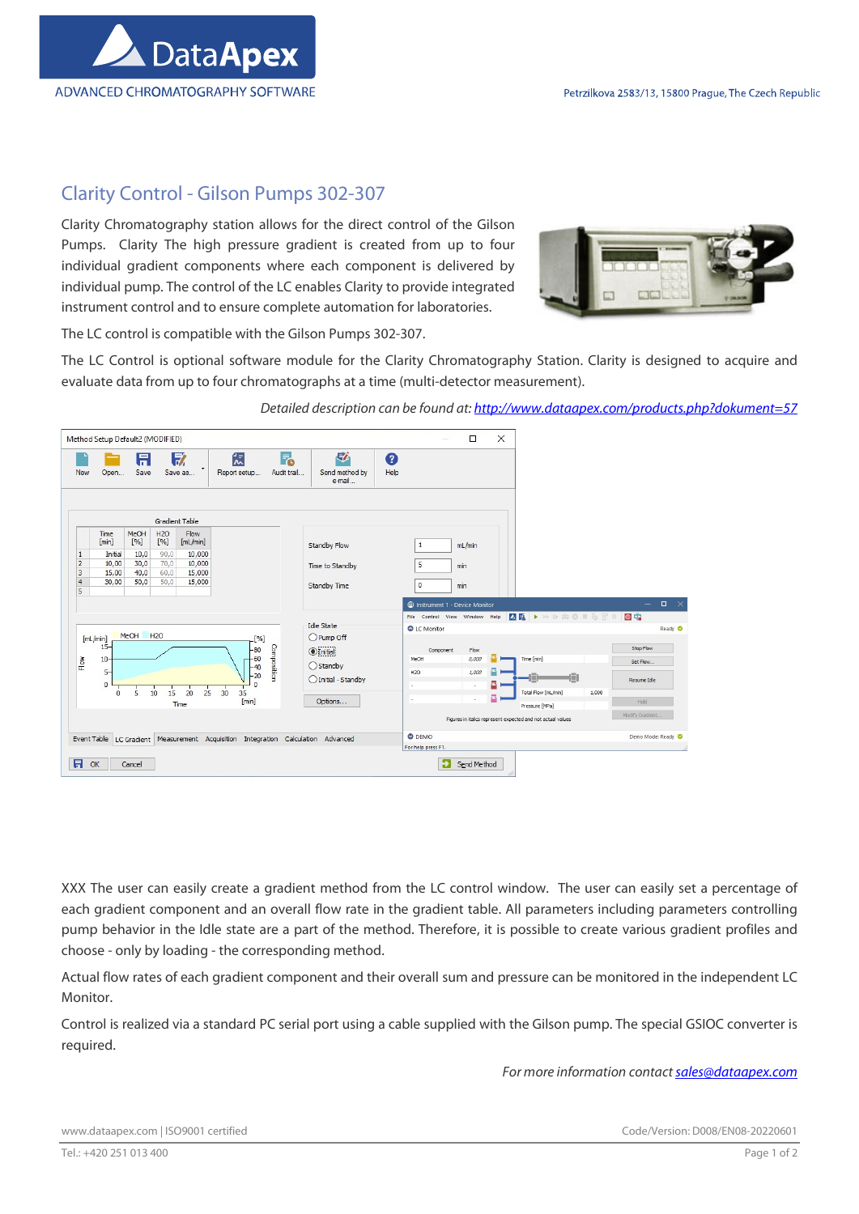# Clarity Control - Gilson Pumps 302-307

Clarity Chromatography station allows for the direct control of the Gilson Pumps. Clarity The high pressure gradient is created from up to four individual gradient components where each component is delivered by individual pump. The control of the LC enables Clarity to provide integrated instrument control and to ensure complete automation for laboratories.

The LC control is compatible with the Gilson Pumps 302-307.

The LC Control is optional software module for the Clarity Chromatography Station. Clarity is designed to acquire and evaluate data from up to four chromatographs at a time (multi-detector measurement).

*Detailed description can be found at: http://www.dataapex.com/products.php?dokument=57*

XXX The user can easily create a gradient method from the LC control window. The user can easily set a percentage of each gradient component and an overall flow rate in the gradient table. All parameters including parameters controlling pump behavior in the Idle state are a part of the method. Therefore, it is possible to create various gradient profiles and choose - only by loading - the corresponding method.

Actual flow rates of each gradient component and their overall sum and pressure can be monitored in the independent LC Monitor.

Control is realized via a standard PC serial port using a cable supplied with the Gilson pump. The special GSIOC converter is required.

*For more information contact sales@dataapex.com*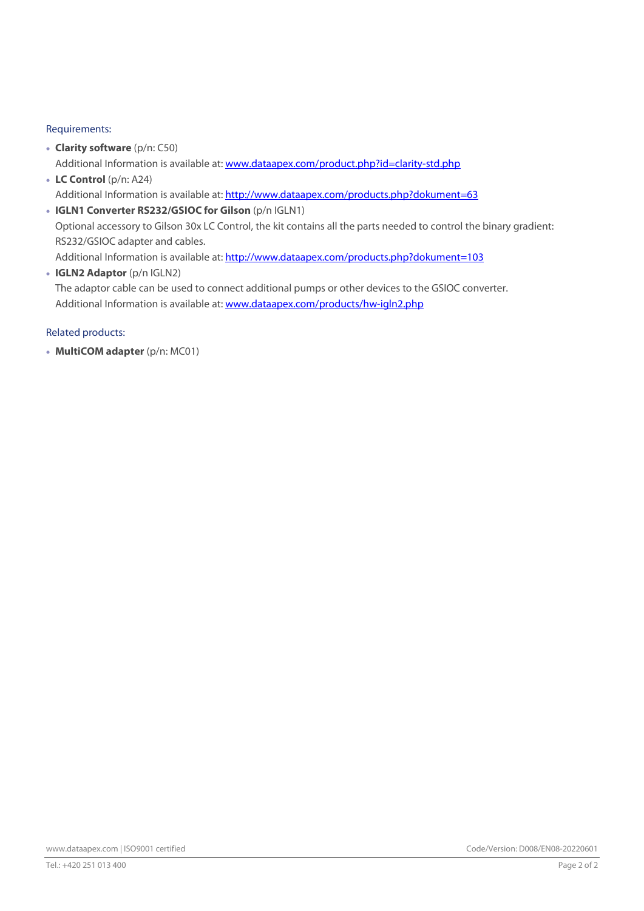Requirements:

- **Clarity software** (p/n: C50)
  Additional Information is available at: [www.dataapex.com/product.php?id=clarity-std.php](www.dataapex.com/product.php?id=clarity-std.php)
- **LC Control** (p/n: A24)
  Additional Information is available at: [http://www.dataapex.com/products.php?dokument=63](http://www.dataapex.com/products.php?dokument=63)
- **IGLN1 Converter RS232/GSIOC for Gilson** (p/n IGLN1)
  Optional accessory to Gilson 30x LC Control, the kit contains all the parts needed to control the binary gradient: RS232/GSIOC adapter and cables.
  Additional Information is available at: [http://www.dataapex.com/products.php?dokument=103](http://www.dataapex.com/products.php?dokument=103)
- **IGLN2 Adaptor** (p/n IGLN2)
  The adaptor cable can be used to connect additional pumps or other devices to the GSIOC converter.
  Additional Information is available at: [www.dataapex.com/products/hw-igln2.php](www.dataapex.com/products/hw-igln2.php)

Related products:

- **MultiCOM adapter** (p/n: MC01)